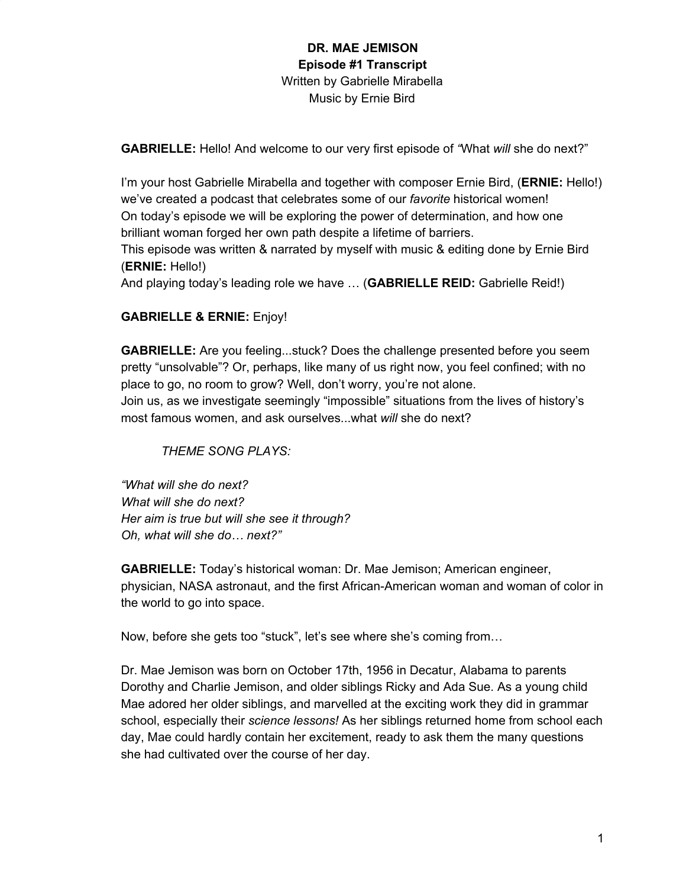**DR. MAE JEMISON**
**Episode #1 Transcript**
Written by Gabrielle Mirabella
Music by Ernie Bird

**GABRIELLE:** Hello! And welcome to our very first episode of *"*What *will* she do next?"

I'm your host Gabrielle Mirabella and together with composer Ernie Bird, (**ERNIE:** Hello!) we've created a podcast that celebrates some of our *favorite* historical women!
On today's episode we will be exploring the power of determination, and how one brilliant woman forged her own path despite a lifetime of barriers.
This episode was written & narrated by myself with music & editing done by Ernie Bird (**ERNIE:** Hello!)
And playing today's leading role we have … (**GABRIELLE REID:** Gabrielle Reid!)

**GABRIELLE & ERNIE:** Enjoy!

**GABRIELLE:** Are you feeling...stuck? Does the challenge presented before you seem pretty "unsolvable"? Or, perhaps, like many of us right now, you feel confined; with no place to go, no room to grow? Well, don't worry, you're not alone.
Join us, as we investigate seemingly "impossible" situations from the lives of history's most famous women, and ask ourselves...what *will* she do next?

*THEME SONG PLAYS:*

*"What will she do next?*
*What will she do next?*
*Her aim is true but will she see it through?*
*Oh, what will she do… next?"*

**GABRIELLE:** Today's historical woman: Dr. Mae Jemison; American engineer, physician, NASA astronaut, and the first African-American woman and woman of color in the world to go into space.

Now, before she gets too "stuck", let's see where she's coming from…

Dr. Mae Jemison was born on October 17th, 1956 in Decatur, Alabama to parents Dorothy and Charlie Jemison, and older siblings Ricky and Ada Sue. As a young child Mae adored her older siblings, and marvelled at the exciting work they did in grammar school, especially their *science lessons!* As her siblings returned home from school each day, Mae could hardly contain her excitement, ready to ask them the many questions she had cultivated over the course of her day.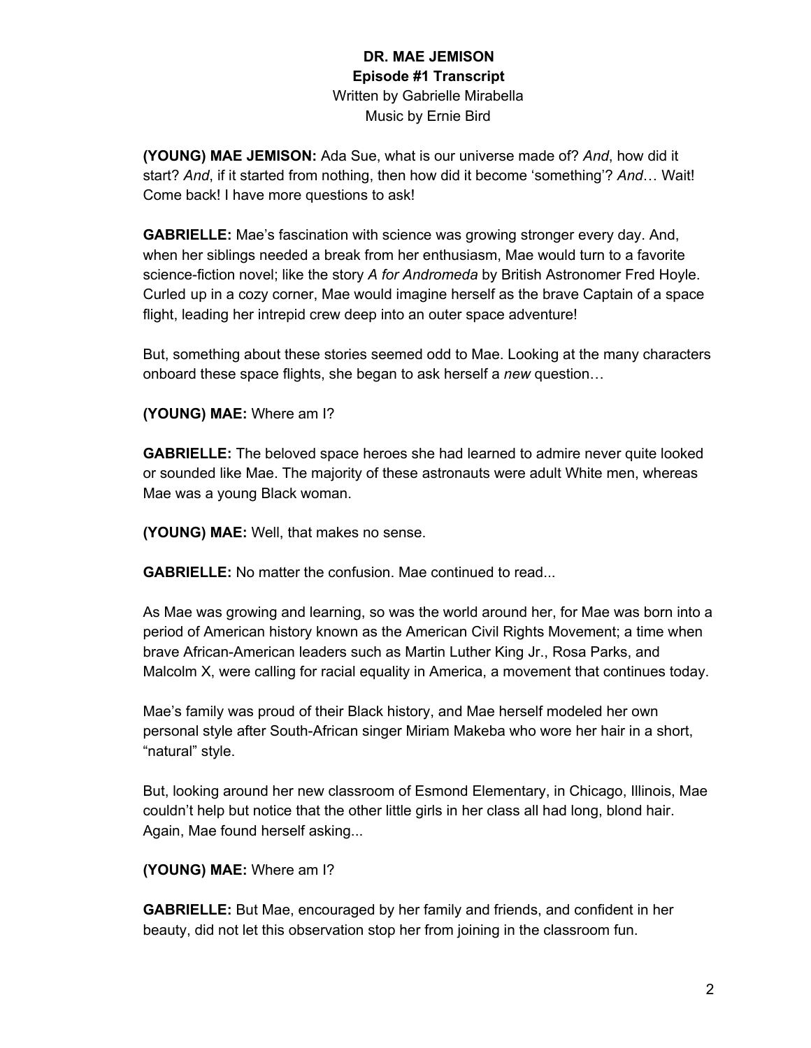**DR. MAE JEMISON**
**Episode #1 Transcript**
Written by Gabrielle Mirabella
Music by Ernie Bird

**(YOUNG) MAE JEMISON:** Ada Sue, what is our universe made of? *And*, how did it start? *And*, if it started from nothing, then how did it become 'something'? *And*… Wait! Come back! I have more questions to ask!

**GABRIELLE:** Mae's fascination with science was growing stronger every day. And, when her siblings needed a break from her enthusiasm, Mae would turn to a favorite science-fiction novel; like the story *A for Andromeda* by British Astronomer Fred Hoyle. Curled up in a cozy corner, Mae would imagine herself as the brave Captain of a space flight, leading her intrepid crew deep into an outer space adventure!

But, something about these stories seemed odd to Mae. Looking at the many characters onboard these space flights, she began to ask herself a *new* question…

**(YOUNG) MAE:** Where am I?

**GABRIELLE:** The beloved space heroes she had learned to admire never quite looked or sounded like Mae. The majority of these astronauts were adult White men, whereas Mae was a young Black woman.

**(YOUNG) MAE:** Well, that makes no sense.

**GABRIELLE:** No matter the confusion. Mae continued to read...

As Mae was growing and learning, so was the world around her, for Mae was born into a period of American history known as the American Civil Rights Movement; a time when brave African-American leaders such as Martin Luther King Jr., Rosa Parks, and Malcolm X, were calling for racial equality in America, a movement that continues today.

Mae's family was proud of their Black history, and Mae herself modeled her own personal style after South-African singer Miriam Makeba who wore her hair in a short, "natural" style.

But, looking around her new classroom of Esmond Elementary, in Chicago, Illinois, Mae couldn't help but notice that the other little girls in her class all had long, blond hair. Again, Mae found herself asking...

**(YOUNG) MAE:** Where am I?

**GABRIELLE:** But Mae, encouraged by her family and friends, and confident in her beauty, did not let this observation stop her from joining in the classroom fun.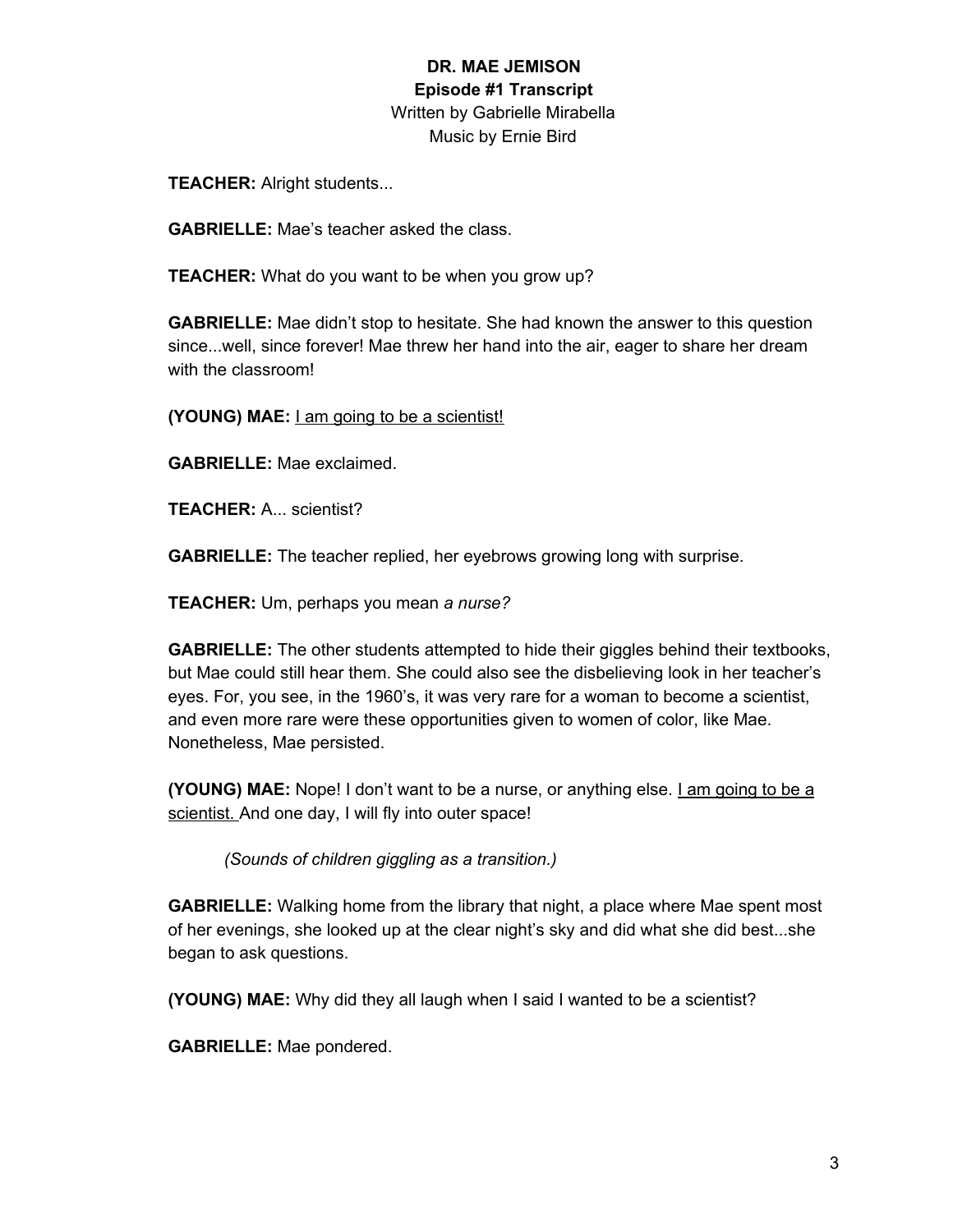**DR. MAE JEMISON**
**Episode #1 Transcript**
Written by Gabrielle Mirabella
Music by Ernie Bird

**TEACHER:** Alright students...

**GABRIELLE:** Mae's teacher asked the class.

**TEACHER:** What do you want to be when you grow up?

**GABRIELLE:** Mae didn't stop to hesitate. She had known the answer to this question since...well, since forever! Mae threw her hand into the air, eager to share her dream with the classroom!

**(YOUNG) MAE:** <u>I am going to be a scientist!</u>

**GABRIELLE:** Mae exclaimed.

**TEACHER:** A... scientist?

**GABRIELLE:** The teacher replied, her eyebrows growing long with surprise.

**TEACHER:** Um, perhaps you mean *a nurse?*

**GABRIELLE:** The other students attempted to hide their giggles behind their textbooks, but Mae could still hear them. She could also see the disbelieving look in her teacher's eyes. For, you see, in the 1960's, it was very rare for a woman to become a scientist, and even more rare were these opportunities given to women of color, like Mae. Nonetheless, Mae persisted.

**(YOUNG) MAE:** Nope! I don't want to be a nurse, or anything else. <u>I am going to be a scientist.</u> And one day, I will fly into outer space!

*(Sounds of children giggling as a transition.)*

**GABRIELLE:** Walking home from the library that night, a place where Mae spent most of her evenings, she looked up at the clear night's sky and did what she did best...she began to ask questions.

**(YOUNG) MAE:** Why did they all laugh when I said I wanted to be a scientist?

**GABRIELLE:** Mae pondered.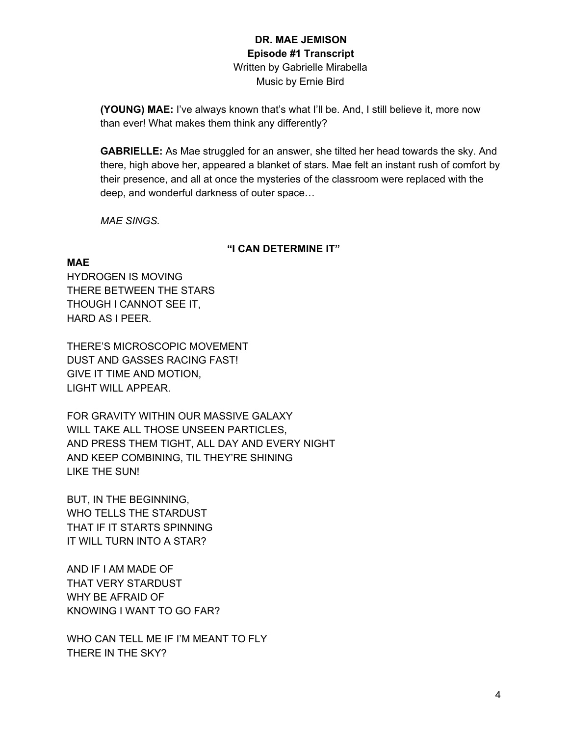**DR. MAE JEMISON**
**Episode #1 Transcript**
Written by Gabrielle Mirabella
Music by Ernie Bird

**(YOUNG) MAE:** I've always known that's what I'll be. And, I still believe it, more now than ever! What makes them think any differently?

**GABRIELLE:** As Mae struggled for an answer, she tilted her head towards the sky. And there, high above her, appeared a blanket of stars. Mae felt an instant rush of comfort by their presence, and all at once the mysteries of the classroom were replaced with the deep, and wonderful darkness of outer space…

*MAE SINGS.*

**"I CAN DETERMINE IT"**

**MAE**
HYDROGEN IS MOVING
THERE BETWEEN THE STARS
THOUGH I CANNOT SEE IT,
HARD AS I PEER.

THERE'S MICROSCOPIC MOVEMENT
DUST AND GASSES RACING FAST!
GIVE IT TIME AND MOTION,
LIGHT WILL APPEAR.

FOR GRAVITY WITHIN OUR MASSIVE GALAXY
WILL TAKE ALL THOSE UNSEEN PARTICLES,
AND PRESS THEM TIGHT, ALL DAY AND EVERY NIGHT
AND KEEP COMBINING, TIL THEY'RE SHINING
LIKE THE SUN!

BUT, IN THE BEGINNING,
WHO TELLS THE STARDUST
THAT IF IT STARTS SPINNING
IT WILL TURN INTO A STAR?

AND IF I AM MADE OF
THAT VERY STARDUST
WHY BE AFRAID OF
KNOWING I WANT TO GO FAR?

WHO CAN TELL ME IF I'M MEANT TO FLY
THERE IN THE SKY?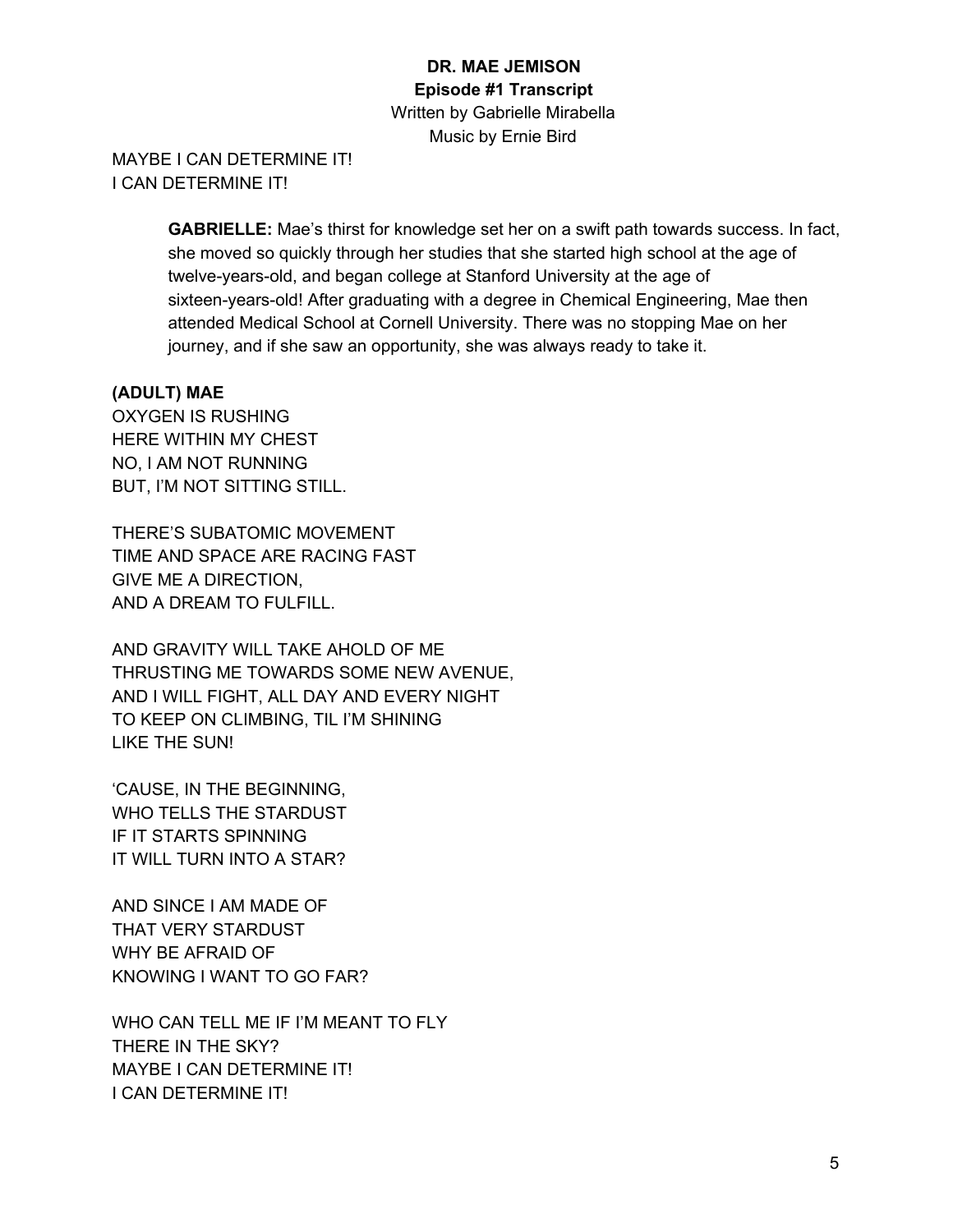MAYBE I CAN DETERMINE IT!
I CAN DETERMINE IT!

> **GABRIELLE:** Mae's thirst for knowledge set her on a swift path towards success. In fact, she moved so quickly through her studies that she started high school at the age of twelve-years-old, and began college at Stanford University at the age of sixteen-years-old! After graduating with a degree in Chemical Engineering, Mae then attended Medical School at Cornell University. There was no stopping Mae on her journey, and if she saw an opportunity, she was always ready to take it.

**(ADULT) MAE**
OXYGEN IS RUSHING
HERE WITHIN MY CHEST
NO, I AM NOT RUNNING
BUT, I'M NOT SITTING STILL.

THERE'S SUBATOMIC MOVEMENT
TIME AND SPACE ARE RACING FAST
GIVE ME A DIRECTION,
AND A DREAM TO FULFILL.

AND GRAVITY WILL TAKE AHOLD OF ME
THRUSTING ME TOWARDS SOME NEW AVENUE,
AND I WILL FIGHT, ALL DAY AND EVERY NIGHT
TO KEEP ON CLIMBING, TIL I'M SHINING
LIKE THE SUN!

'CAUSE, IN THE BEGINNING,
WHO TELLS THE STARDUST
IF IT STARTS SPINNING
IT WILL TURN INTO A STAR?

AND SINCE I AM MADE OF
THAT VERY STARDUST
WHY BE AFRAID OF
KNOWING I WANT TO GO FAR?

WHO CAN TELL ME IF I'M MEANT TO FLY
THERE IN THE SKY?
MAYBE I CAN DETERMINE IT!
I CAN DETERMINE IT!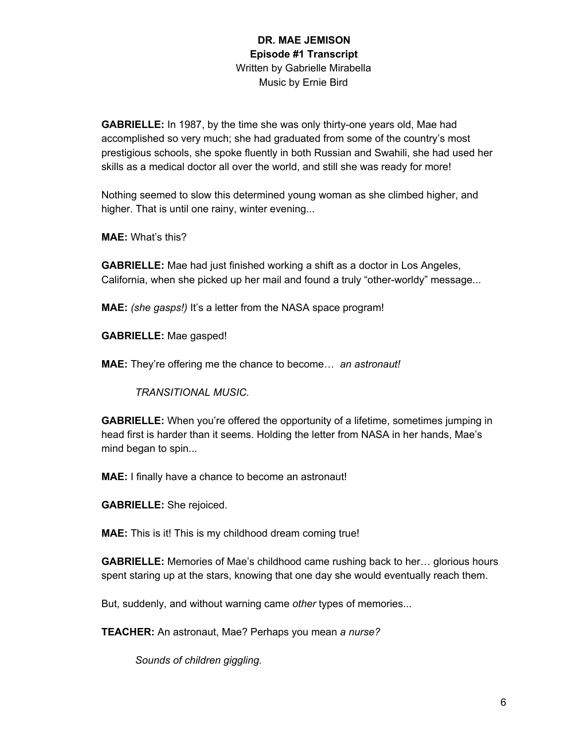**DR. MAE JEMISON**
**Episode #1 Transcript**
Written by Gabrielle Mirabella
Music by Ernie Bird

**GABRIELLE:** In 1987, by the time she was only thirty-one years old, Mae had accomplished so very much; she had graduated from some of the country's most prestigious schools, she spoke fluently in both Russian and Swahili, she had used her skills as a medical doctor all over the world, and still she was ready for more!

Nothing seemed to slow this determined young woman as she climbed higher, and higher. That is until one rainy, winter evening...

**MAE:** What's this?

**GABRIELLE:** Mae had just finished working a shift as a doctor in Los Angeles, California, when she picked up her mail and found a truly "other-worldy" message...

**MAE:** *(she gasps!)* It's a letter from the NASA space program!

**GABRIELLE:** Mae gasped!

**MAE:** They're offering me the chance to become… *an astronaut!*

*TRANSITIONAL MUSIC.*

**GABRIELLE:** When you're offered the opportunity of a lifetime, sometimes jumping in head first is harder than it seems. Holding the letter from NASA in her hands, Mae's mind began to spin...

**MAE:** I finally have a chance to become an astronaut!

**GABRIELLE:** She rejoiced.

**MAE:** This is it! This is my childhood dream coming true!

**GABRIELLE:** Memories of Mae's childhood came rushing back to her… glorious hours spent staring up at the stars, knowing that one day she would eventually reach them.

But, suddenly, and without warning came *other* types of memories...

**TEACHER:** An astronaut, Mae? Perhaps you mean *a nurse?*

*Sounds of children giggling.*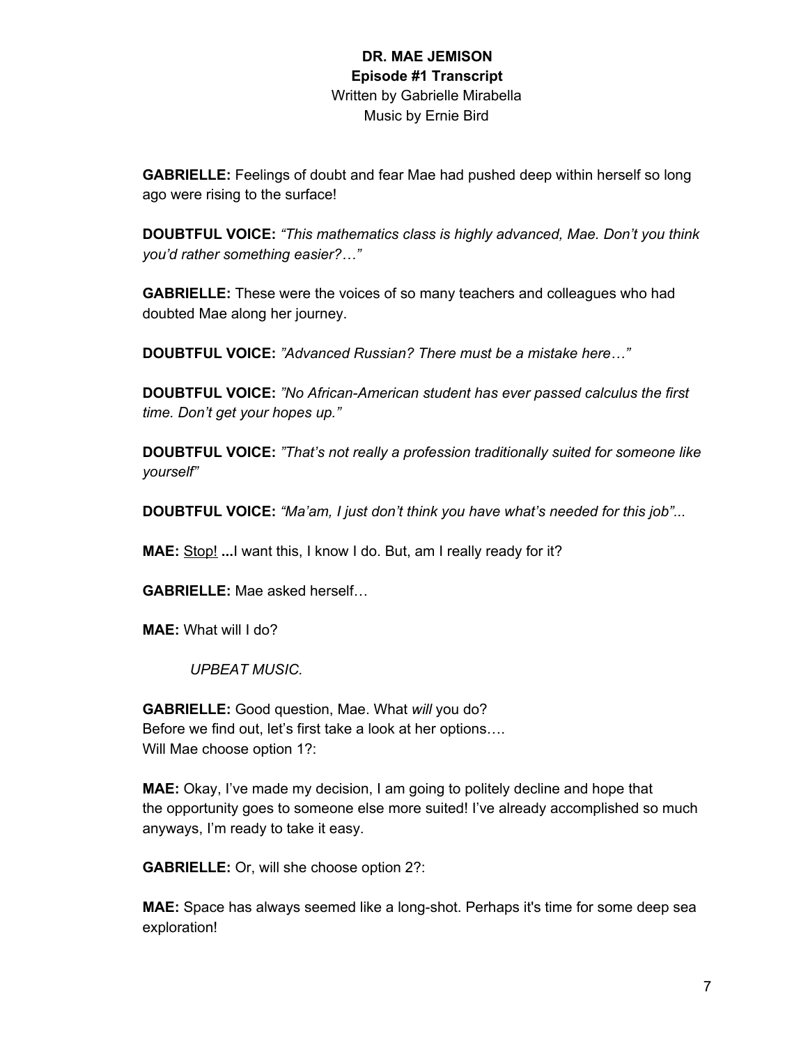**DR. MAE JEMISON**
**Episode #1 Transcript**
Written by Gabrielle Mirabella
Music by Ernie Bird

**GABRIELLE:** Feelings of doubt and fear Mae had pushed deep within herself so long ago were rising to the surface!

**DOUBTFUL VOICE:** *"This mathematics class is highly advanced, Mae. Don't you think you'd rather something easier?…"*

**GABRIELLE:** These were the voices of so many teachers and colleagues who had doubted Mae along her journey.

**DOUBTFUL VOICE:** *"Advanced Russian? There must be a mistake here…"*

**DOUBTFUL VOICE:** *"No African-American student has ever passed calculus the first time. Don't get your hopes up."*

**DOUBTFUL VOICE:** *"That's not really a profession traditionally suited for someone like yourself"*

**DOUBTFUL VOICE:** *"Ma'am, I just don't think you have what's needed for this job"...*

**MAE:** <u>Stop!</u> **...**I want this, I know I do. But, am I really ready for it?

**GABRIELLE:** Mae asked herself…

**MAE:** What will I do?

*UPBEAT MUSIC.*

**GABRIELLE:** Good question, Mae. What *will* you do?
Before we find out, let's first take a look at her options….
Will Mae choose option 1?:

**MAE:** Okay, I've made my decision, I am going to politely decline and hope that the opportunity goes to someone else more suited! I've already accomplished so much anyways, I'm ready to take it easy.

**GABRIELLE:** Or, will she choose option 2?:

**MAE:** Space has always seemed like a long-shot. Perhaps it's time for some deep sea exploration!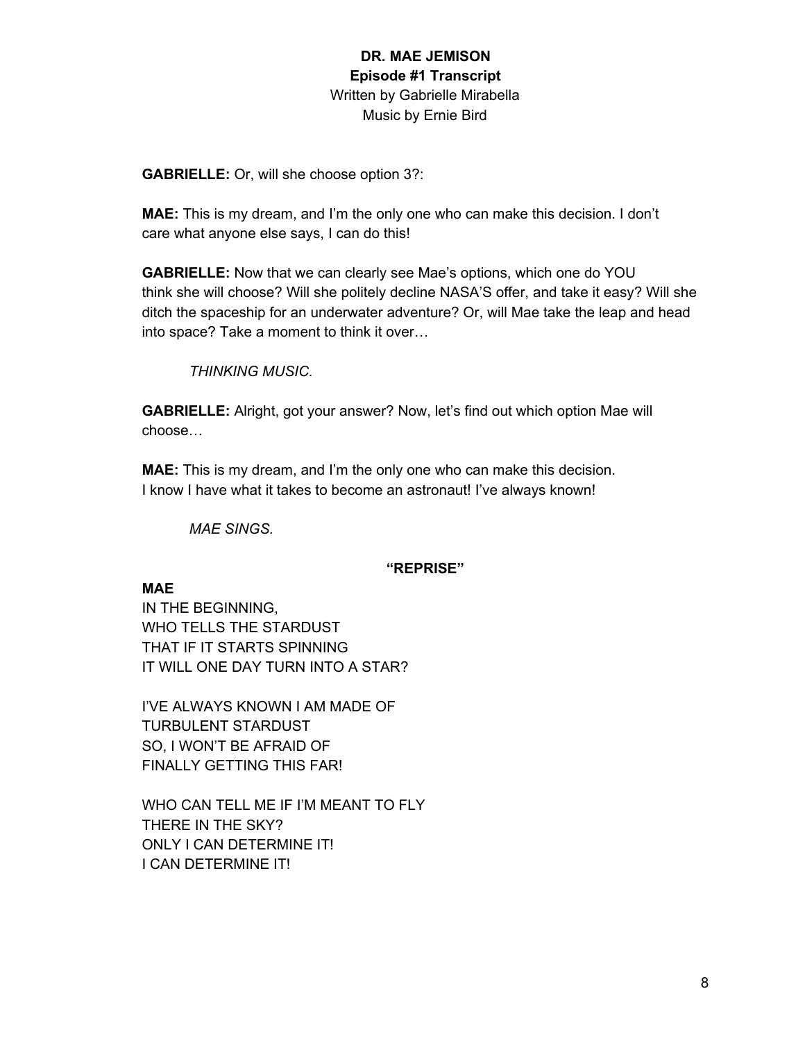**DR. MAE JEMISON**
**Episode #1 Transcript**
Written by Gabrielle Mirabella
Music by Ernie Bird

**GABRIELLE:** Or, will she choose option 3?:

**MAE:** This is my dream, and I'm the only one who can make this decision. I don't care what anyone else says, I can do this!

**GABRIELLE:** Now that we can clearly see Mae's options, which one do YOU think she will choose? Will she politely decline NASA'S offer, and take it easy? Will she ditch the spaceship for an underwater adventure? Or, will Mae take the leap and head into space? Take a moment to think it over…

*THINKING MUSIC.*

**GABRIELLE:** Alright, got your answer? Now, let's find out which option Mae will choose…

**MAE:** This is my dream, and I'm the only one who can make this decision. I know I have what it takes to become an astronaut! I've always known!

*MAE SINGS.*

**"REPRISE"**

**MAE**
IN THE BEGINNING,
WHO TELLS THE STARDUST
THAT IF IT STARTS SPINNING
IT WILL ONE DAY TURN INTO A STAR?

I'VE ALWAYS KNOWN I AM MADE OF
TURBULENT STARDUST
SO, I WON'T BE AFRAID OF
FINALLY GETTING THIS FAR!

WHO CAN TELL ME IF I'M MEANT TO FLY
THERE IN THE SKY?
ONLY I CAN DETERMINE IT!
I CAN DETERMINE IT!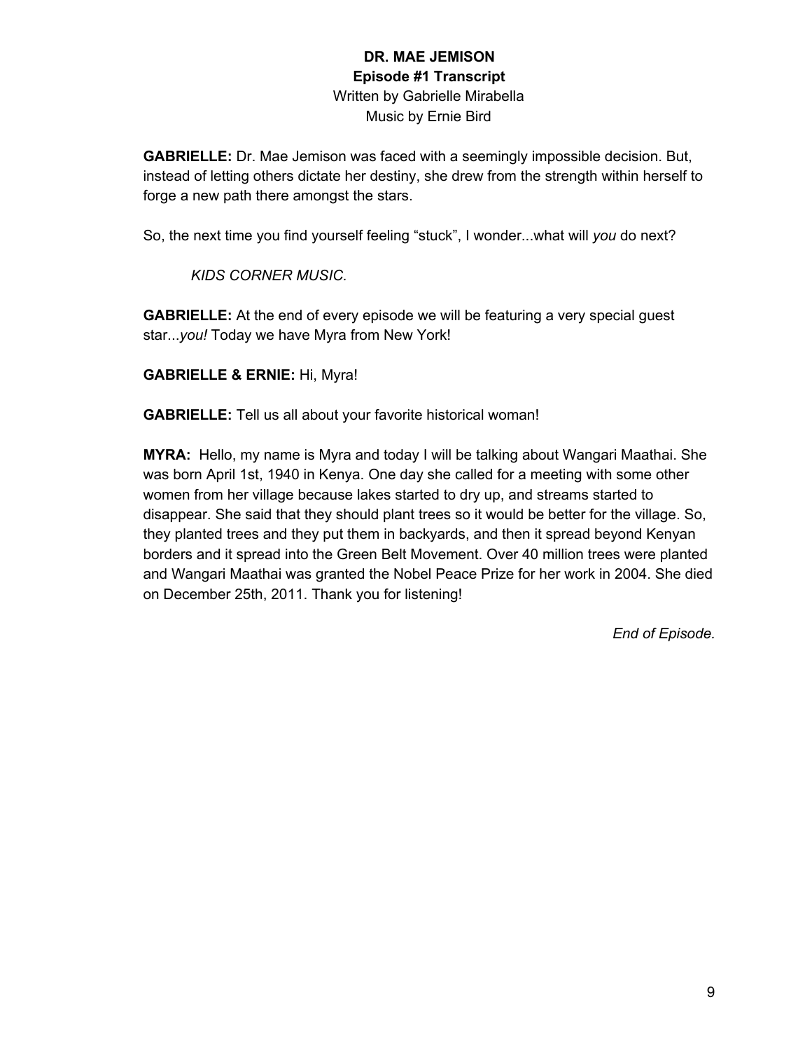**DR. MAE JEMISON**
**Episode #1 Transcript**
Written by Gabrielle Mirabella
Music by Ernie Bird

**GABRIELLE:** Dr. Mae Jemison was faced with a seemingly impossible decision. But, instead of letting others dictate her destiny, she drew from the strength within herself to forge a new path there amongst the stars.

So, the next time you find yourself feeling "stuck", I wonder...what will *you* do next?

*KIDS CORNER MUSIC.*

**GABRIELLE:** At the end of every episode we will be featuring a very special guest star...*you!* Today we have Myra from New York!

**GABRIELLE & ERNIE:** Hi, Myra!

**GABRIELLE:** Tell us all about your favorite historical woman!

**MYRA:** Hello, my name is Myra and today I will be talking about Wangari Maathai. She was born April 1st, 1940 in Kenya. One day she called for a meeting with some other women from her village because lakes started to dry up, and streams started to disappear. She said that they should plant trees so it would be better for the village. So, they planted trees and they put them in backyards, and then it spread beyond Kenyan borders and it spread into the Green Belt Movement. Over 40 million trees were planted and Wangari Maathai was granted the Nobel Peace Prize for her work in 2004. She died on December 25th, 2011. Thank you for listening!

*End of Episode.*